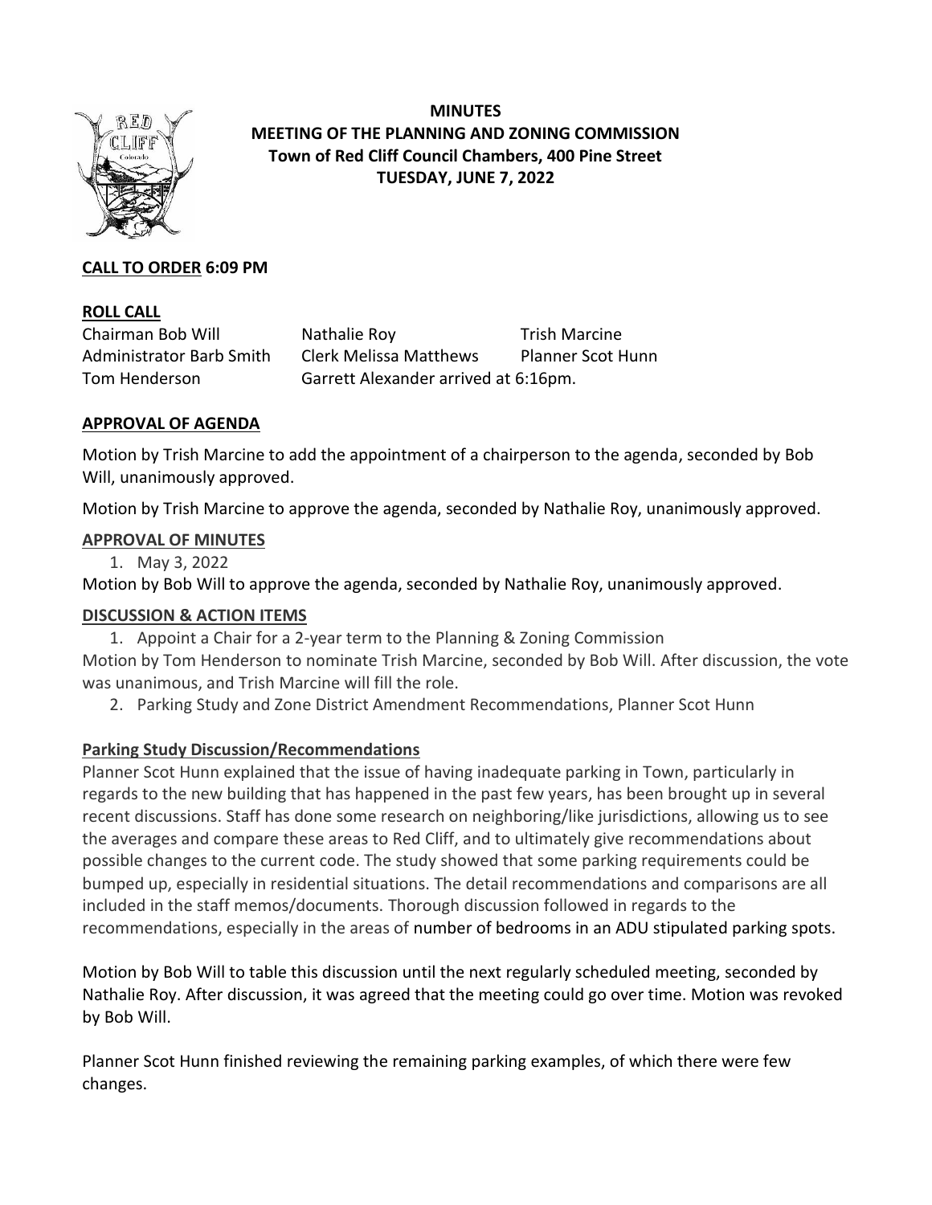# MINUTES
## MEETING OF THE PLANNING AND ZONING COMMISSION
### Town of Red Cliff Council Chambers, 400 Pine Street
### TUESDAY, JUNE 7, 2022

**CALL TO ORDER 6:09 PM**

**ROLL CALL**

| | | |
|---|---|---|
| Chairman Bob Will | Nathalie Roy | Trish Marcine |
| Administrator Barb Smith | Clerk Melissa Matthews | Planner Scot Hunn |
| Tom Henderson | Garrett Alexander arrived at 6:16pm. | |

**APPROVAL OF AGENDA**

Motion by Trish Marcine to add the appointment of a chairperson to the agenda, seconded by Bob Will, unanimously approved.

Motion by Trish Marcine to approve the agenda, seconded by Nathalie Roy, unanimously approved.

**APPROVAL OF MINUTES**

1. May 3, 2022

Motion by Bob Will to approve the agenda, seconded by Nathalie Roy, unanimously approved.

**DISCUSSION & ACTION ITEMS**

1. Appoint a Chair for a 2-year term to the Planning & Zoning Commission

Motion by Tom Henderson to nominate Trish Marcine, seconded by Bob Will. After discussion, the vote was unanimous, and Trish Marcine will fill the role.

2. Parking Study and Zone District Amendment Recommendations, Planner Scot Hunn

**Parking Study Discussion/Recommendations**

Planner Scot Hunn explained that the issue of having inadequate parking in Town, particularly in regards to the new building that has happened in the past few years, has been brought up in several recent discussions. Staff has done some research on neighboring/like jurisdictions, allowing us to see the averages and compare these areas to Red Cliff, and to ultimately give recommendations about possible changes to the current code. The study showed that some parking requirements could be bumped up, especially in residential situations. The detail recommendations and comparisons are all included in the staff memos/documents. Thorough discussion followed in regards to the recommendations, especially in the areas of number of bedrooms in an ADU stipulated parking spots.

Motion by Bob Will to table this discussion until the next regularly scheduled meeting, seconded by Nathalie Roy. After discussion, it was agreed that the meeting could go over time. Motion was revoked by Bob Will.

Planner Scot Hunn finished reviewing the remaining parking examples, of which there were few changes.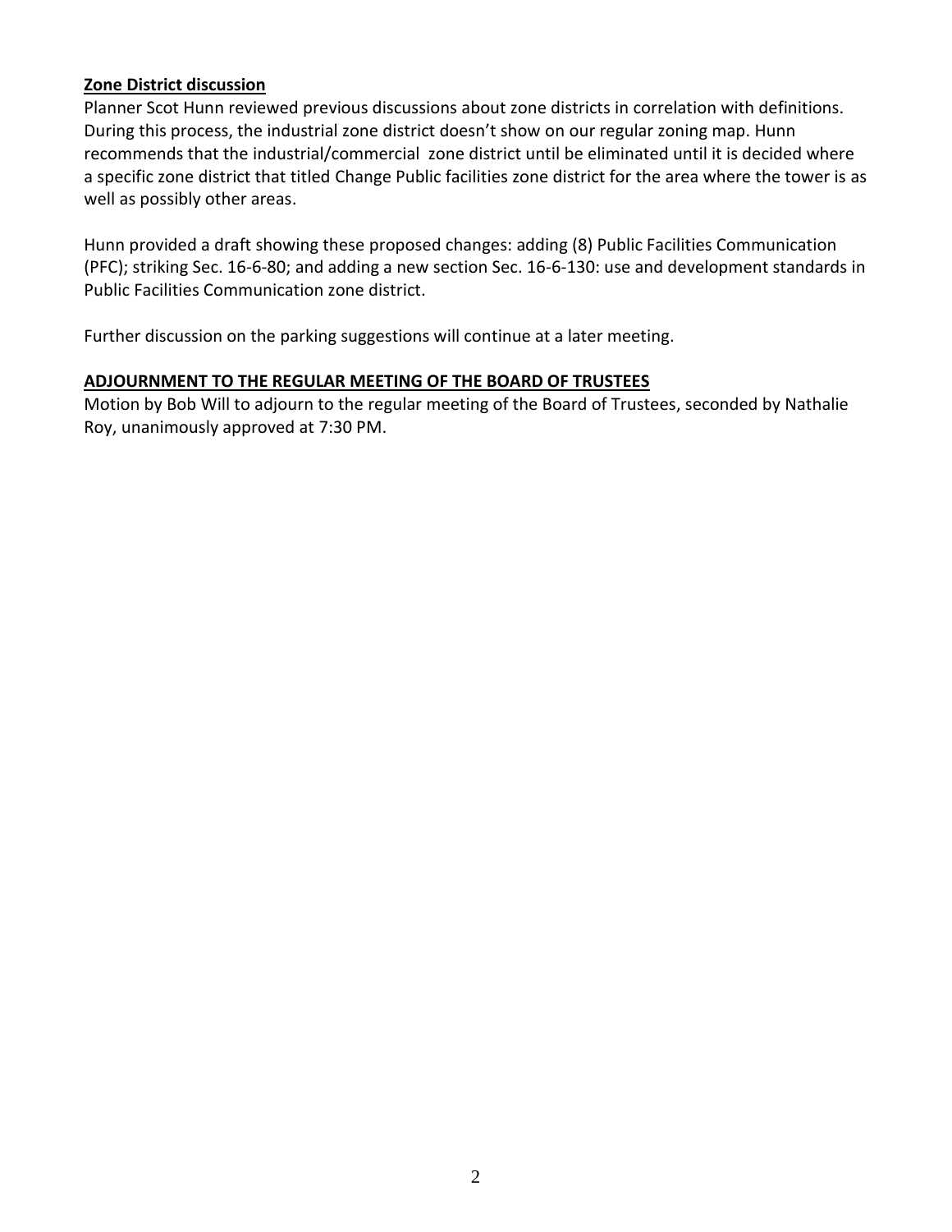**Zone District discussion**

Planner Scot Hunn reviewed previous discussions about zone districts in correlation with definitions. During this process, the industrial zone district doesn't show on our regular zoning map. Hunn recommends that the industrial/commercial zone district until be eliminated until it is decided where a specific zone district that titled Change Public facilities zone district for the area where the tower is as well as possibly other areas.

Hunn provided a draft showing these proposed changes: adding (8) Public Facilities Communication (PFC); striking Sec. 16-6-80; and adding a new section Sec. 16-6-130: use and development standards in Public Facilities Communication zone district.

Further discussion on the parking suggestions will continue at a later meeting.

**ADJOURNMENT TO THE REGULAR MEETING OF THE BOARD OF TRUSTEES**

Motion by Bob Will to adjourn to the regular meeting of the Board of Trustees, seconded by Nathalie Roy, unanimously approved at 7:30 PM.